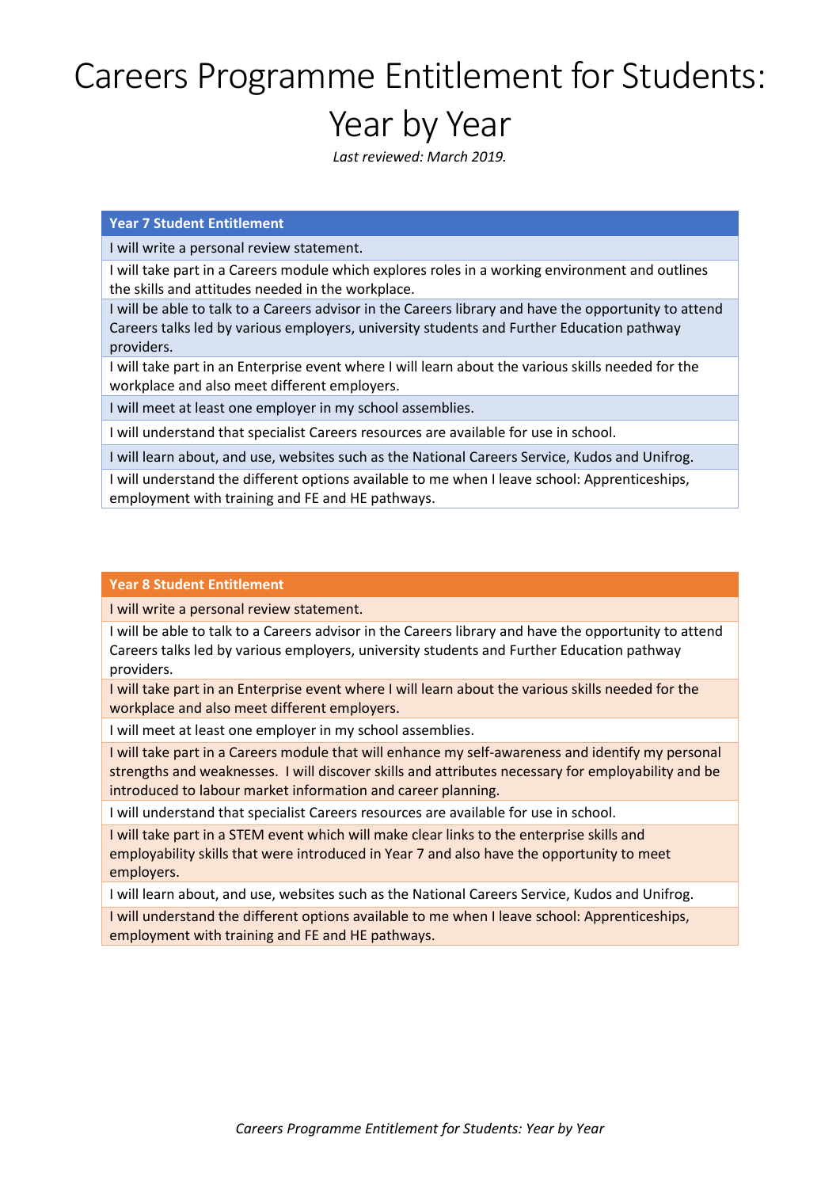# Careers Programme Entitlement for Students: Year by Year

*Last reviewed: March 2019.*

| Year 7 Student Entitlement |
| --- |
| I will write a personal review statement. |
| I will take part in a Careers module which explores roles in a working environment and outlines the skills and attitudes needed in the workplace. |
| I will be able to talk to a Careers advisor in the Careers library and have the opportunity to attend Careers talks led by various employers, university students and Further Education pathway providers. |
| I will take part in an Enterprise event where I will learn about the various skills needed for the workplace and also meet different employers. |
| I will meet at least one employer in my school assemblies. |
| I will understand that specialist Careers resources are available for use in school. |
| I will learn about, and use, websites such as the National Careers Service, Kudos and Unifrog. |
| I will understand the different options available to me when I leave school: Apprenticeships, employment with training and FE and HE pathways. |

| Year 8 Student Entitlement |
| --- |
| I will write a personal review statement. |
| I will be able to talk to a Careers advisor in the Careers library and have the opportunity to attend Careers talks led by various employers, university students and Further Education pathway providers. |
| I will take part in an Enterprise event where I will learn about the various skills needed for the workplace and also meet different employers. |
| I will meet at least one employer in my school assemblies. |
| I will take part in a Careers module that will enhance my self-awareness and identify my personal strengths and weaknesses. I will discover skills and attributes necessary for employability and be introduced to labour market information and career planning. |
| I will understand that specialist Careers resources are available for use in school. |
| I will take part in a STEM event which will make clear links to the enterprise skills and employability skills that were introduced in Year 7 and also have the opportunity to meet employers. |
| I will learn about, and use, websites such as the National Careers Service, Kudos and Unifrog. |
| I will understand the different options available to me when I leave school: Apprenticeships, employment with training and FE and HE pathways. |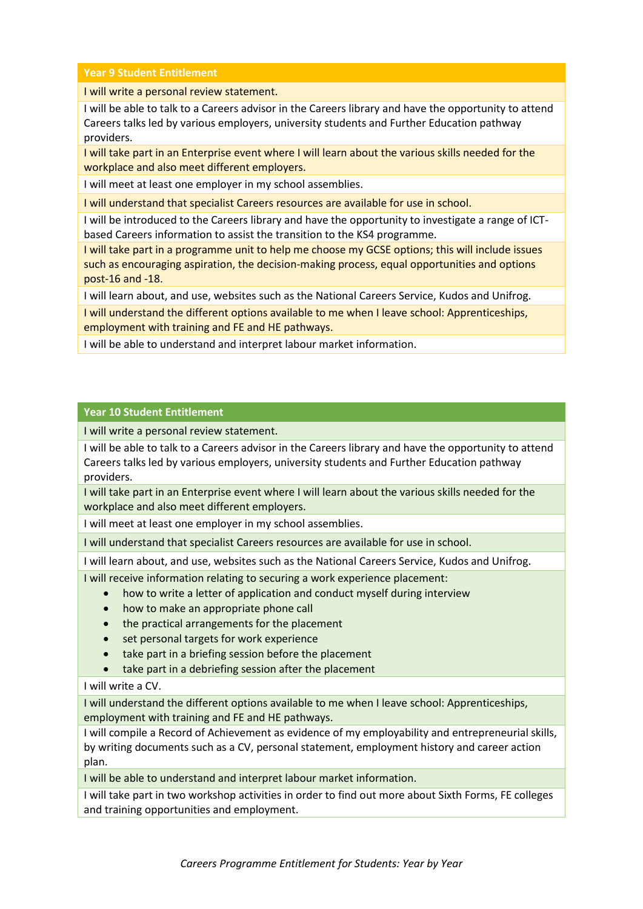| Year 9 Student Entitlement |
|---|
| I will write a personal review statement. |
| I will be able to talk to a Careers advisor in the Careers library and have the opportunity to attend Careers talks led by various employers, university students and Further Education pathway providers. |
| I will take part in an Enterprise event where I will learn about the various skills needed for the workplace and also meet different employers. |
| I will meet at least one employer in my school assemblies. |
| I will understand that specialist Careers resources are available for use in school. |
| I will be introduced to the Careers library and have the opportunity to investigate a range of ICT-based Careers information to assist the transition to the KS4 programme. |
| I will take part in a programme unit to help me choose my GCSE options; this will include issues such as encouraging aspiration, the decision-making process, equal opportunities and options post-16 and -18. |
| I will learn about, and use, websites such as the National Careers Service, Kudos and Unifrog. |
| I will understand the different options available to me when I leave school: Apprenticeships, employment with training and FE and HE pathways. |
| I will be able to understand and interpret labour market information. |

| Year 10 Student Entitlement |
|---|
| I will write a personal review statement. |
| I will be able to talk to a Careers advisor in the Careers library and have the opportunity to attend Careers talks led by various employers, university students and Further Education pathway providers. |
| I will take part in an Enterprise event where I will learn about the various skills needed for the workplace and also meet different employers. |
| I will meet at least one employer in my school assemblies. |
| I will understand that specialist Careers resources are available for use in school. |
| I will learn about, and use, websites such as the National Careers Service, Kudos and Unifrog. |
| I will receive information relating to securing a work experience placement: <br>• how to write a letter of application and conduct myself during interview <br>• how to make an appropriate phone call <br>• the practical arrangements for the placement <br>• set personal targets for work experience <br>• take part in a briefing session before the placement <br>• take part in a debriefing session after the placement |
| I will write a CV. |
| I will understand the different options available to me when I leave school: Apprenticeships, employment with training and FE and HE pathways. |
| I will compile a Record of Achievement as evidence of my employability and entrepreneurial skills, by writing documents such as a CV, personal statement, employment history and career action plan. |
| I will be able to understand and interpret labour market information. |
| I will take part in two workshop activities in order to find out more about Sixth Forms, FE colleges and training opportunities and employment. |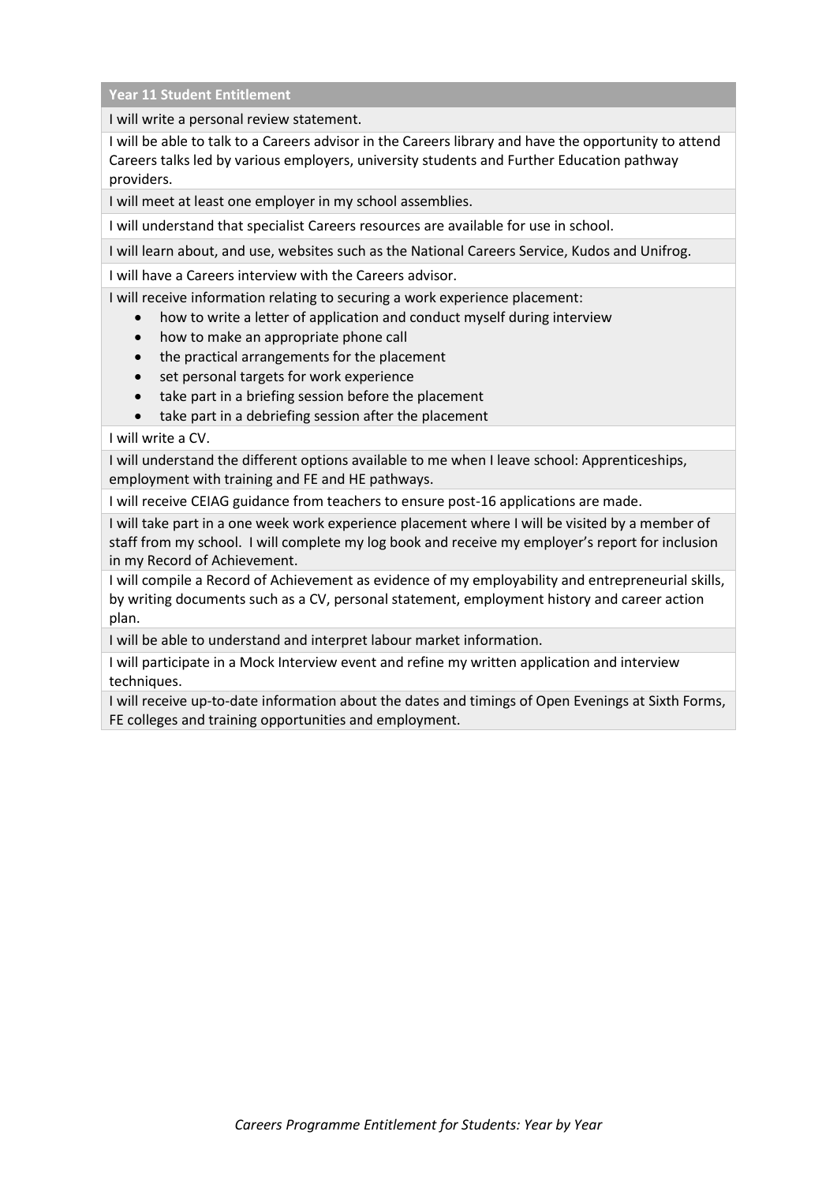| Year 11 Student Entitlement |
|---|
| I will write a personal review statement. |
| I will be able to talk to a Careers advisor in the Careers library and have the opportunity to attend Careers talks led by various employers, university students and Further Education pathway providers. |
| I will meet at least one employer in my school assemblies. |
| I will understand that specialist Careers resources are available for use in school. |
| I will learn about, and use, websites such as the National Careers Service, Kudos and Unifrog. |
| I will have a Careers interview with the Careers advisor. |
| I will receive information relating to securing a work experience placement:<br>• how to write a letter of application and conduct myself during interview<br>• how to make an appropriate phone call<br>• the practical arrangements for the placement<br>• set personal targets for work experience<br>• take part in a briefing session before the placement<br>• take part in a debriefing session after the placement |
| I will write a CV. |
| I will understand the different options available to me when I leave school: Apprenticeships, employment with training and FE and HE pathways. |
| I will receive CEIAG guidance from teachers to ensure post-16 applications are made. |
| I will take part in a one week work experience placement where I will be visited by a member of staff from my school. I will complete my log book and receive my employer's report for inclusion in my Record of Achievement. |
| I will compile a Record of Achievement as evidence of my employability and entrepreneurial skills, by writing documents such as a CV, personal statement, employment history and career action plan. |
| I will be able to understand and interpret labour market information. |
| I will participate in a Mock Interview event and refine my written application and interview techniques. |
| I will receive up-to-date information about the dates and timings of Open Evenings at Sixth Forms, FE colleges and training opportunities and employment. |